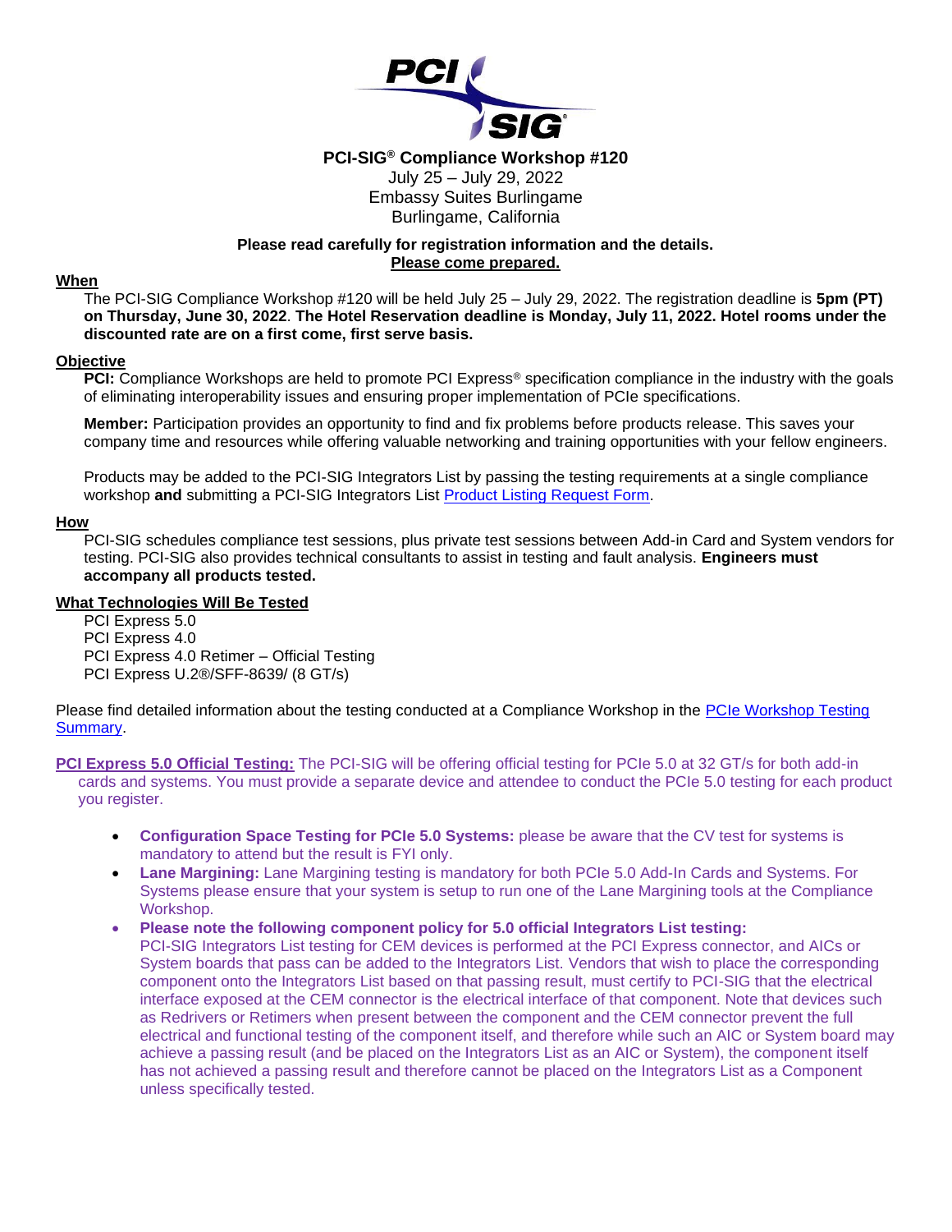# PCI-SIG® Compliance Workshop #120

July 25 – July 29, 2022
Embassy Suites Burlingame
Burlingame, California

**Please read carefully for registration information and the details.**
**Please come prepared.**

## When

The PCI-SIG Compliance Workshop #120 will be held July 25 – July 29, 2022. The registration deadline is **5pm (PT) on Thursday, June 30, 2022**. **The Hotel Reservation deadline is Monday, July 11, 2022. Hotel rooms under the discounted rate are on a first come, first serve basis.**

## Objective

**PCI:** Compliance Workshops are held to promote PCI Express® specification compliance in the industry with the goals of eliminating interoperability issues and ensuring proper implementation of PCIe specifications.

**Member:** Participation provides an opportunity to find and fix problems before products release. This saves your company time and resources while offering valuable networking and training opportunities with your fellow engineers.

Products may be added to the PCI-SIG Integrators List by passing the testing requirements at a single compliance workshop **and** submitting a PCI-SIG Integrators List Product Listing Request Form.

## How

PCI-SIG schedules compliance test sessions, plus private test sessions between Add-in Card and System vendors for testing. PCI-SIG also provides technical consultants to assist in testing and fault analysis. **Engineers must accompany all products tested.**

## What Technologies Will Be Tested

PCI Express 5.0
PCI Express 4.0
PCI Express 4.0 Retimer – Official Testing
PCI Express U.2®/SFF-8639/ (8 GT/s)

Please find detailed information about the testing conducted at a Compliance Workshop in the PCIe Workshop Testing Summary.

**PCI Express 5.0 Official Testing:** The PCI-SIG will be offering official testing for PCIe 5.0 at 32 GT/s for both add-in cards and systems. You must provide a separate device and attendee to conduct the PCIe 5.0 testing for each product you register.

- **Configuration Space Testing for PCIe 5.0 Systems:** please be aware that the CV test for systems is mandatory to attend but the result is FYI only.
- **Lane Margining:** Lane Margining testing is mandatory for both PCIe 5.0 Add-In Cards and Systems. For Systems please ensure that your system is setup to run one of the Lane Margining tools at the Compliance Workshop.
- **Please note the following component policy for 5.0 official Integrators List testing:**
  PCI-SIG Integrators List testing for CEM devices is performed at the PCI Express connector, and AICs or System boards that pass can be added to the Integrators List. Vendors that wish to place the corresponding component onto the Integrators List based on that passing result, must certify to PCI-SIG that the electrical interface exposed at the CEM connector is the electrical interface of that component. Note that devices such as Redrivers or Retimers when present between the component and the CEM connector prevent the full electrical and functional testing of the component itself, and therefore while such an AIC or System board may achieve a passing result (and be placed on the Integrators List as an AIC or System), the component itself has not achieved a passing result and therefore cannot be placed on the Integrators List as a Component unless specifically tested.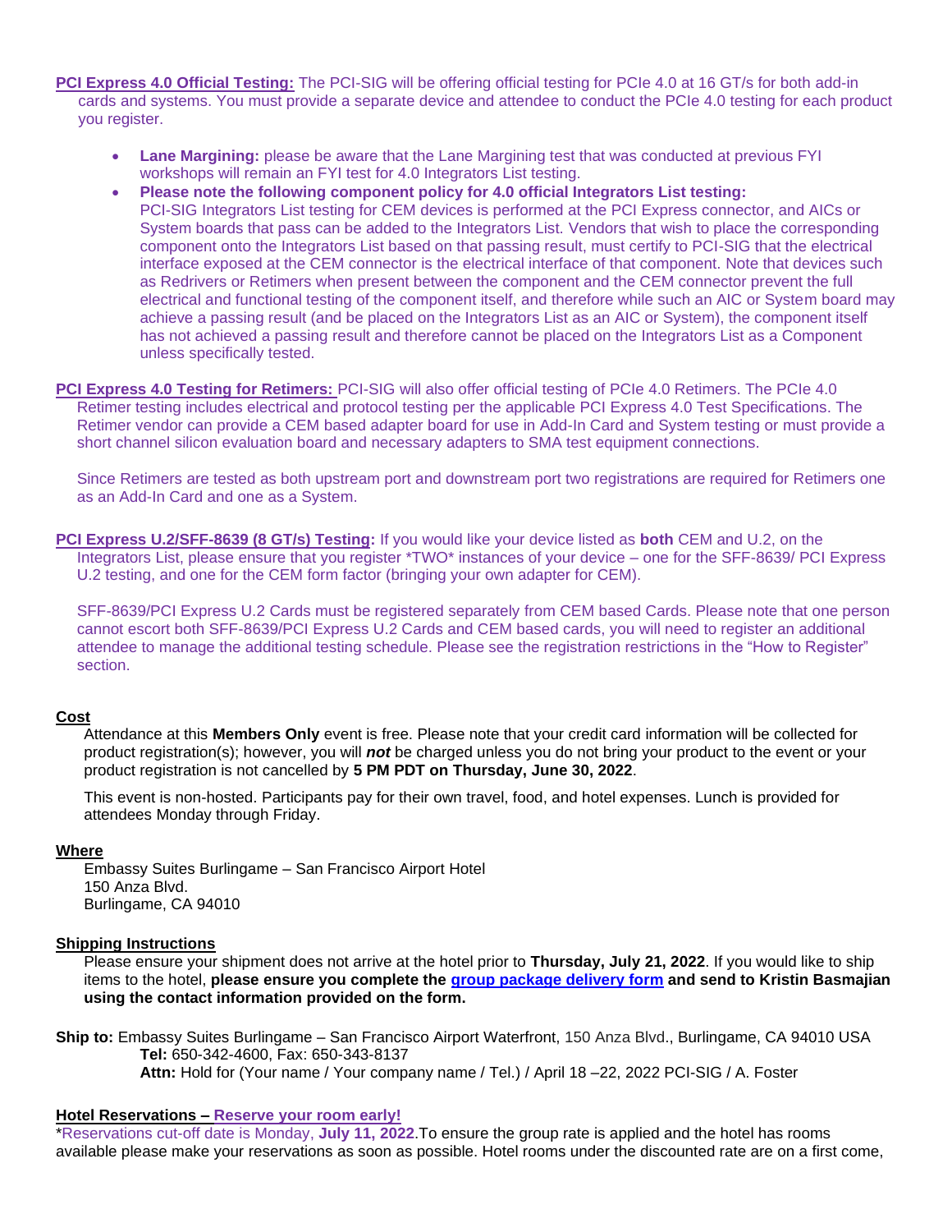**PCI Express 4.0 Official Testing:** The PCI-SIG will be offering official testing for PCIe 4.0 at 16 GT/s for both add-in cards and systems. You must provide a separate device and attendee to conduct the PCIe 4.0 testing for each product you register.

- **Lane Margining:** please be aware that the Lane Margining test that was conducted at previous FYI workshops will remain an FYI test for 4.0 Integrators List testing.
- **Please note the following component policy for 4.0 official Integrators List testing:**
  PCI-SIG Integrators List testing for CEM devices is performed at the PCI Express connector, and AICs or System boards that pass can be added to the Integrators List. Vendors that wish to place the corresponding component onto the Integrators List based on that passing result, must certify to PCI-SIG that the electrical interface exposed at the CEM connector is the electrical interface of that component. Note that devices such as Redrivers or Retimers when present between the component and the CEM connector prevent the full electrical and functional testing of the component itself, and therefore while such an AIC or System board may achieve a passing result (and be placed on the Integrators List as an AIC or System), the component itself has not achieved a passing result and therefore cannot be placed on the Integrators List as a Component unless specifically tested.

**PCI Express 4.0 Testing for Retimers:** PCI-SIG will also offer official testing of PCIe 4.0 Retimers. The PCIe 4.0 Retimer testing includes electrical and protocol testing per the applicable PCI Express 4.0 Test Specifications. The Retimer vendor can provide a CEM based adapter board for use in Add-In Card and System testing or must provide a short channel silicon evaluation board and necessary adapters to SMA test equipment connections.

Since Retimers are tested as both upstream port and downstream port two registrations are required for Retimers one as an Add-In Card and one as a System.

**PCI Express U.2/SFF-8639 (8 GT/s) Testing:** If you would like your device listed as **both** CEM and U.2, on the Integrators List, please ensure that you register *TWO* instances of your device – one for the SFF-8639/ PCI Express U.2 testing, and one for the CEM form factor (bringing your own adapter for CEM).

SFF-8639/PCI Express U.2 Cards must be registered separately from CEM based Cards. Please note that one person cannot escort both SFF-8639/PCI Express U.2 Cards and CEM based cards, you will need to register an additional attendee to manage the additional testing schedule. Please see the registration restrictions in the "How to Register" section.

## Cost

Attendance at this **Members Only** event is free. Please note that your credit card information will be collected for product registration(s); however, you will ***not*** be charged unless you do not bring your product to the event or your product registration is not cancelled by **5 PM PDT on Thursday, June 30, 2022**.

This event is non-hosted. Participants pay for their own travel, food, and hotel expenses. Lunch is provided for attendees Monday through Friday.

## Where

Embassy Suites Burlingame – San Francisco Airport Hotel
150 Anza Blvd.
Burlingame, CA 94010

## Shipping Instructions

Please ensure your shipment does not arrive at the hotel prior to **Thursday, July 21, 2022**. If you would like to ship items to the hotel, **please ensure you complete the group package delivery form and send to Kristin Basmajian using the contact information provided on the form.**

**Ship to:** Embassy Suites Burlingame – San Francisco Airport Waterfront, 150 Anza Blvd., Burlingame, CA 94010 USA
**Tel:** 650-342-4600, Fax: 650-343-8137
**Attn:** Hold for (Your name / Your company name / Tel.) / April 18 –22, 2022 PCI-SIG / A. Foster

## Hotel Reservations – Reserve your room early!

*Reservations cut-off date is Monday, **July 11, 2022**.To ensure the group rate is applied and the hotel has rooms available please make your reservations as soon as possible. Hotel rooms under the discounted rate are on a first come,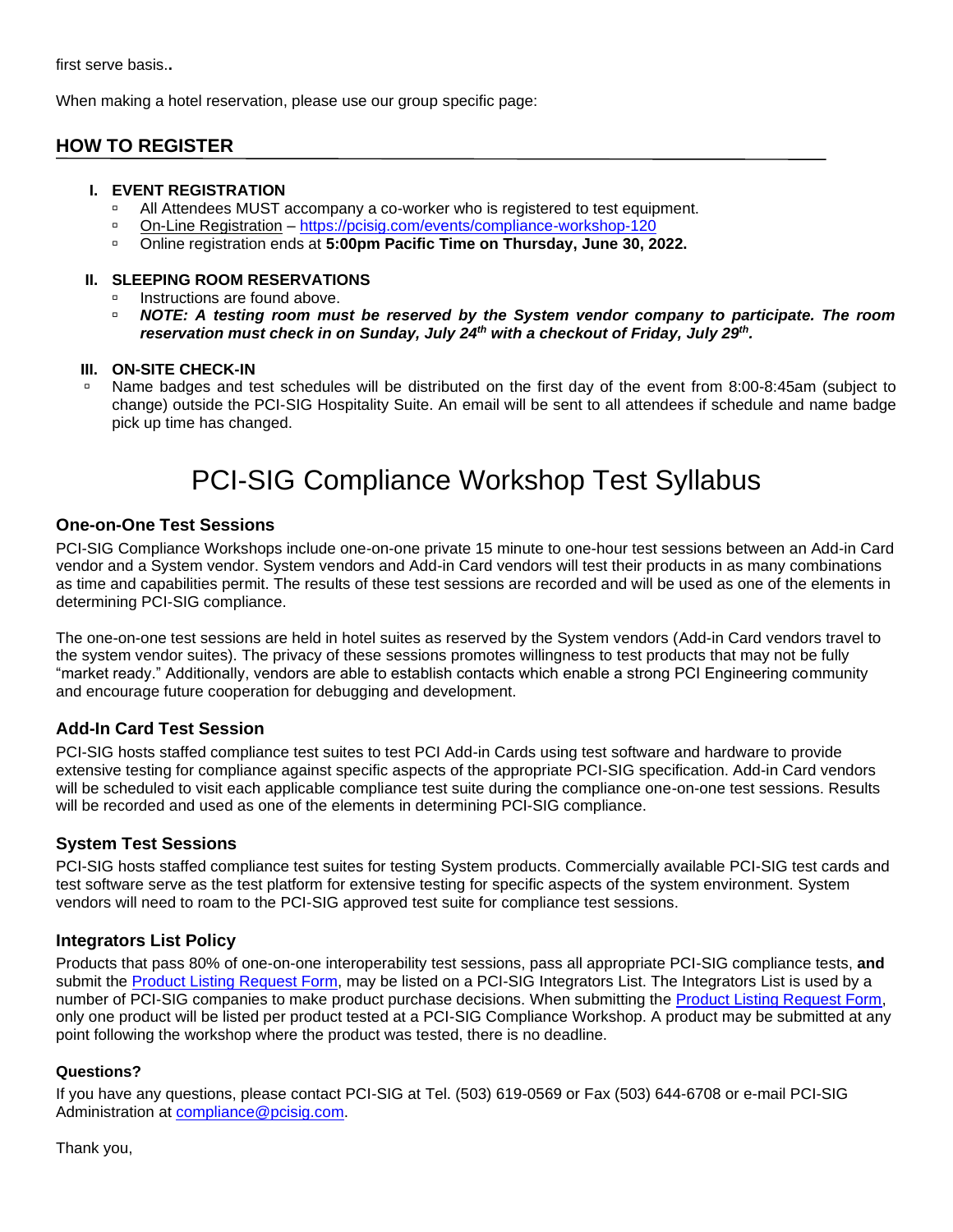first serve basis..

When making a hotel reservation, please use our group specific page:

## HOW TO REGISTER

### I. EVENT REGISTRATION

- All Attendees MUST accompany a co-worker who is registered to test equipment.
- On-Line Registration – https://pcisig.com/events/compliance-workshop-120
- Online registration ends at **5:00pm Pacific Time on Thursday, June 30, 2022.**

### II. SLEEPING ROOM RESERVATIONS

- Instructions are found above.
- ***NOTE: A testing room must be reserved by the System vendor company to participate. The room reservation must check in on Sunday, July 24th with a checkout of Friday, July 29th.***

### III. ON-SITE CHECK-IN

- Name badges and test schedules will be distributed on the first day of the event from 8:00-8:45am (subject to change) outside the PCI-SIG Hospitality Suite. An email will be sent to all attendees if schedule and name badge pick up time has changed.

# PCI-SIG Compliance Workshop Test Syllabus

### One-on-One Test Sessions

PCI-SIG Compliance Workshops include one-on-one private 15 minute to one-hour test sessions between an Add-in Card vendor and a System vendor. System vendors and Add-in Card vendors will test their products in as many combinations as time and capabilities permit. The results of these test sessions are recorded and will be used as one of the elements in determining PCI-SIG compliance.

The one-on-one test sessions are held in hotel suites as reserved by the System vendors (Add-in Card vendors travel to the system vendor suites). The privacy of these sessions promotes willingness to test products that may not be fully "market ready." Additionally, vendors are able to establish contacts which enable a strong PCI Engineering community and encourage future cooperation for debugging and development.

### Add-In Card Test Session

PCI-SIG hosts staffed compliance test suites to test PCI Add-in Cards using test software and hardware to provide extensive testing for compliance against specific aspects of the appropriate PCI-SIG specification. Add-in Card vendors will be scheduled to visit each applicable compliance test suite during the compliance one-on-one test sessions. Results will be recorded and used as one of the elements in determining PCI-SIG compliance.

### System Test Sessions

PCI-SIG hosts staffed compliance test suites for testing System products. Commercially available PCI-SIG test cards and test software serve as the test platform for extensive testing for specific aspects of the system environment. System vendors will need to roam to the PCI-SIG approved test suite for compliance test sessions.

### Integrators List Policy

Products that pass 80% of one-on-one interoperability test sessions, pass all appropriate PCI-SIG compliance tests, **and** submit the Product Listing Request Form, may be listed on a PCI-SIG Integrators List. The Integrators List is used by a number of PCI-SIG companies to make product purchase decisions. When submitting the Product Listing Request Form, only one product will be listed per product tested at a PCI-SIG Compliance Workshop. A product may be submitted at any point following the workshop where the product was tested, there is no deadline.

#### Questions?

If you have any questions, please contact PCI-SIG at Tel. (503) 619-0569 or Fax (503) 644-6708 or e-mail PCI-SIG Administration at compliance@pcisig.com.

Thank you,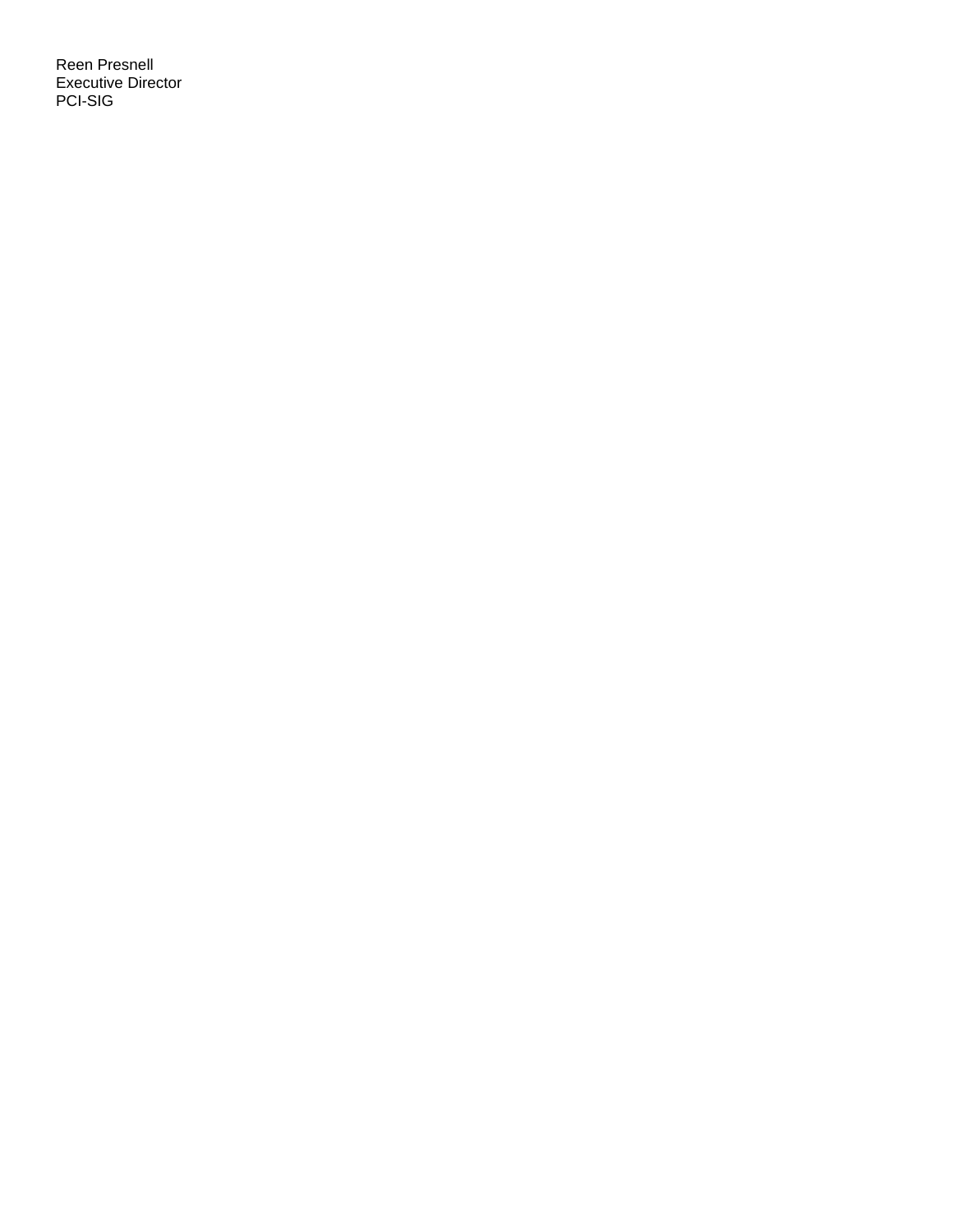Reen Presnell
Executive Director
PCI-SIG